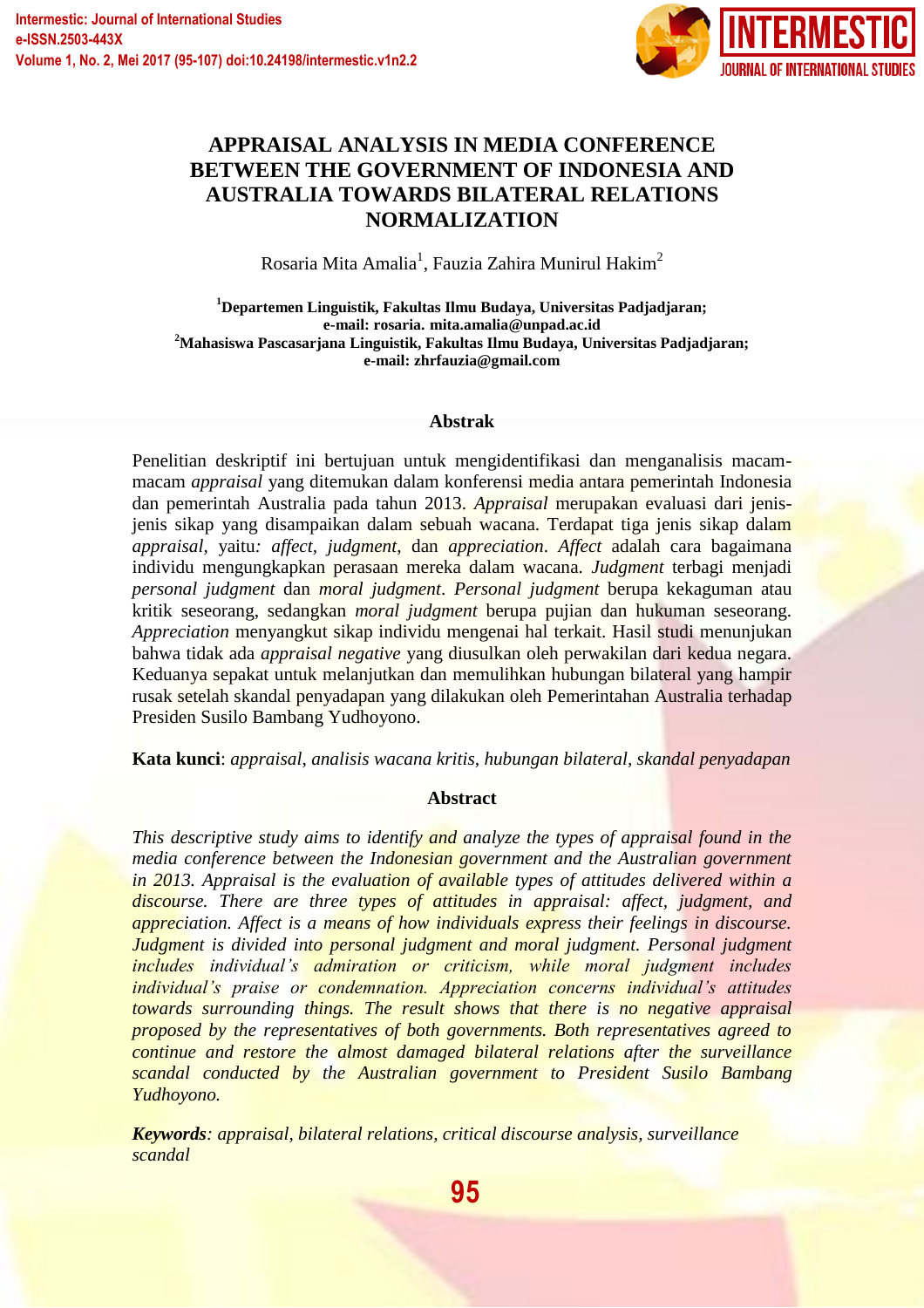# APPRAISAL ANALYSIS IN MEDIA CONFERENCE BETWEEN THE GOVERNMENT OF INDONESIA AND AUSTRALIA TOWARDS BILATERAL RELATIONS NORMALIZATION

Rosaria Mita Amalia[1], Fauzia Zahira Munirul Hakim[2]

**[1]Departemen Linguistik, Fakultas Ilmu Budaya, Universitas Padjadjaran; e-mail: rosaria. mita.amalia@unpad.ac.id**
**[2]Mahasiswa Pascasarjana Linguistik, Fakultas Ilmu Budaya, Universitas Padjadjaran; e-mail: zhrfauzia@gmail.com**

## Abstrak

Penelitian deskriptif ini bertujuan untuk mengidentifikasi dan menganalisis macam-macam *appraisal* yang ditemukan dalam konferensi media antara pemerintah Indonesia dan pemerintah Australia pada tahun 2013. *Appraisal* merupakan evaluasi dari jenis-jenis sikap yang disampaikan dalam sebuah wacana. Terdapat tiga jenis sikap dalam *appraisal*, yaitu*: affect*, *judgment*, dan *appreciation*. *Affect* adalah cara bagaimana individu mengungkapkan perasaan mereka dalam wacana. *Judgment* terbagi menjadi *personal judgment* dan *moral judgment*. *Personal judgment* berupa kekaguman atau kritik seseorang, sedangkan *moral judgment* berupa pujian dan hukuman seseorang. *Appreciation* menyangkut sikap individu mengenai hal terkait. Hasil studi menunjukan bahwa tidak ada *appraisal negative* yang diusulkan oleh perwakilan dari kedua negara. Keduanya sepakat untuk melanjutkan dan memulihkan hubungan bilateral yang hampir rusak setelah skandal penyadapan yang dilakukan oleh Pemerintahan Australia terhadap Presiden Susilo Bambang Yudhoyono.

**Kata kunci**: *appraisal, analisis wacana kritis, hubungan bilateral, skandal penyadapan*

## Abstract

*This descriptive study aims to identify and analyze the types of appraisal found in the media conference between the Indonesian government and the Australian government in 2013. Appraisal is the evaluation of available types of attitudes delivered within a discourse. There are three types of attitudes in appraisal: affect, judgment, and appreciation. Affect is a means of how individuals express their feelings in discourse. Judgment is divided into personal judgment and moral judgment. Personal judgment includes individual's admiration or criticism, while moral judgment includes individual's praise or condemnation. Appreciation concerns individual's attitudes towards surrounding things. The result shows that there is no negative appraisal proposed by the representatives of both governments. Both representatives agreed to continue and restore the almost damaged bilateral relations after the surveillance scandal conducted by the Australian government to President Susilo Bambang Yudhoyono.*

***Keywords****: appraisal, bilateral relations, critical discourse analysis, surveillance scandal*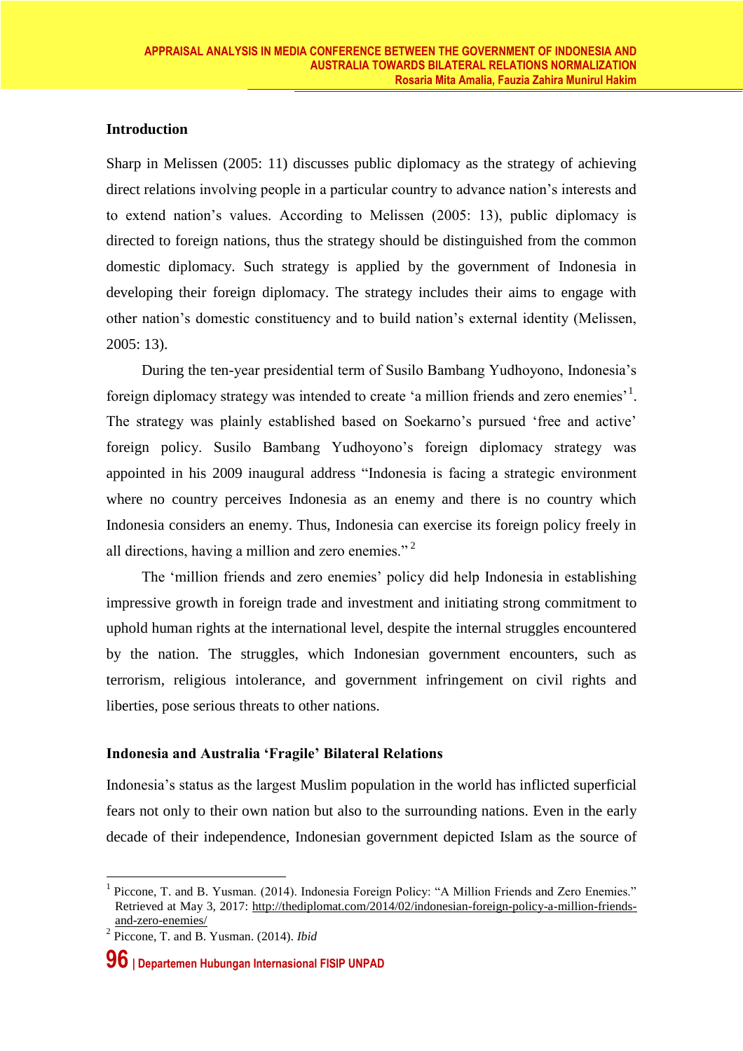## Introduction

Sharp in Melissen (2005: 11) discusses public diplomacy as the strategy of achieving direct relations involving people in a particular country to advance nation's interests and to extend nation's values. According to Melissen (2005: 13), public diplomacy is directed to foreign nations, thus the strategy should be distinguished from the common domestic diplomacy. Such strategy is applied by the government of Indonesia in developing their foreign diplomacy. The strategy includes their aims to engage with other nation's domestic constituency and to build nation's external identity (Melissen, 2005: 13).

During the ten-year presidential term of Susilo Bambang Yudhoyono, Indonesia's foreign diplomacy strategy was intended to create 'a million friends and zero enemies'[1]. The strategy was plainly established based on Soekarno's pursued 'free and active' foreign policy. Susilo Bambang Yudhoyono's foreign diplomacy strategy was appointed in his 2009 inaugural address "Indonesia is facing a strategic environment where no country perceives Indonesia as an enemy and there is no country which Indonesia considers an enemy. Thus, Indonesia can exercise its foreign policy freely in all directions, having a million and zero enemies."[2]

The 'million friends and zero enemies' policy did help Indonesia in establishing impressive growth in foreign trade and investment and initiating strong commitment to uphold human rights at the international level, despite the internal struggles encountered by the nation. The struggles, which Indonesian government encounters, such as terrorism, religious intolerance, and government infringement on civil rights and liberties, pose serious threats to other nations.

## Indonesia and Australia 'Fragile' Bilateral Relations

Indonesia's status as the largest Muslim population in the world has inflicted superficial fears not only to their own nation but also to the surrounding nations. Even in the early decade of their independence, Indonesian government depicted Islam as the source of

---

[1] Piccone, T. and B. Yusman. (2014). Indonesia Foreign Policy: "A Million Friends and Zero Enemies." Retrieved at May 3, 2017: http://thediplomat.com/2014/02/indonesian-foreign-policy-a-million-friends-and-zero-enemies/

[2] Piccone, T. and B. Yusman. (2014). *Ibid*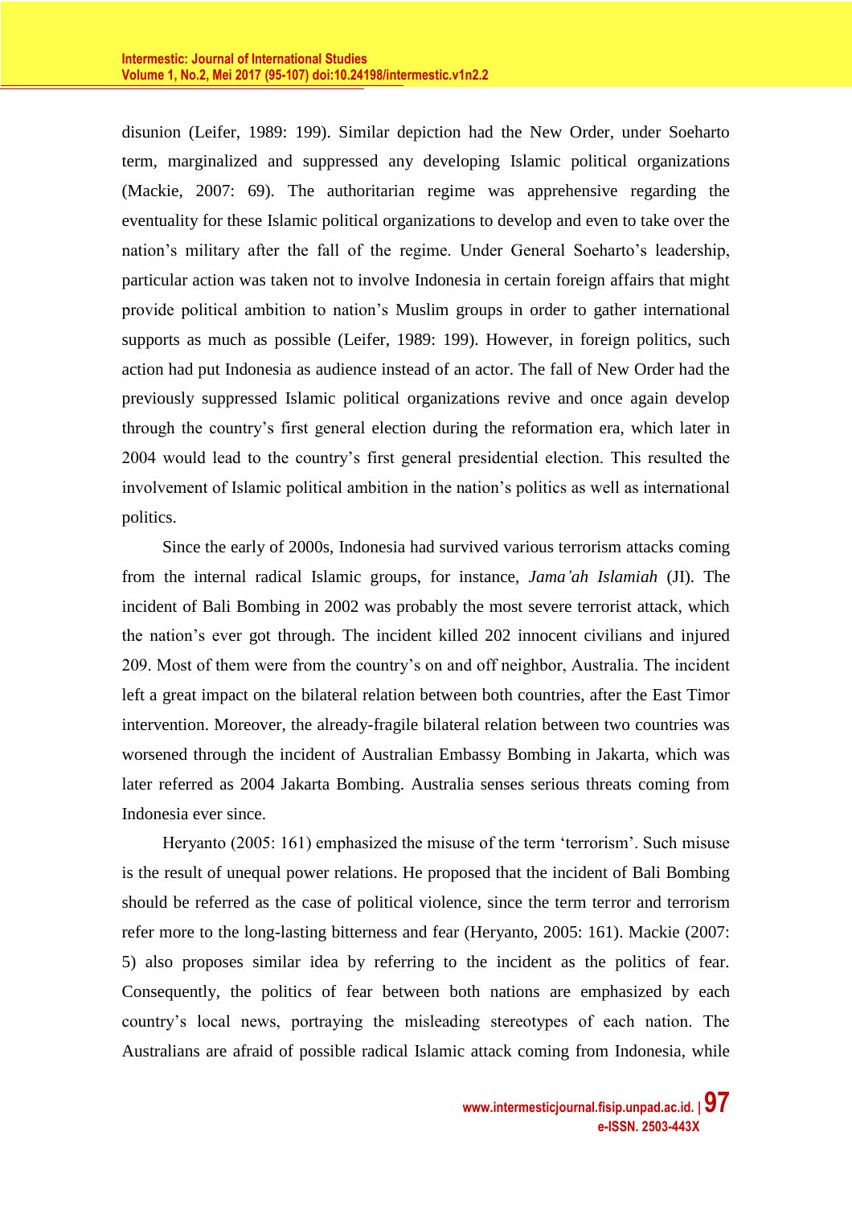disunion (Leifer, 1989: 199). Similar depiction had the New Order, under Soeharto term, marginalized and suppressed any developing Islamic political organizations (Mackie, 2007: 69). The authoritarian regime was apprehensive regarding the eventuality for these Islamic political organizations to develop and even to take over the nation's military after the fall of the regime. Under General Soeharto's leadership, particular action was taken not to involve Indonesia in certain foreign affairs that might provide political ambition to nation's Muslim groups in order to gather international supports as much as possible (Leifer, 1989: 199). However, in foreign politics, such action had put Indonesia as audience instead of an actor. The fall of New Order had the previously suppressed Islamic political organizations revive and once again develop through the country's first general election during the reformation era, which later in 2004 would lead to the country's first general presidential election. This resulted the involvement of Islamic political ambition in the nation's politics as well as international politics.

Since the early of 2000s, Indonesia had survived various terrorism attacks coming from the internal radical Islamic groups, for instance, *Jama'ah Islamiah* (JI). The incident of Bali Bombing in 2002 was probably the most severe terrorist attack, which the nation's ever got through. The incident killed 202 innocent civilians and injured 209. Most of them were from the country's on and off neighbor, Australia. The incident left a great impact on the bilateral relation between both countries, after the East Timor intervention. Moreover, the already-fragile bilateral relation between two countries was worsened through the incident of Australian Embassy Bombing in Jakarta, which was later referred as 2004 Jakarta Bombing. Australia senses serious threats coming from Indonesia ever since.

Heryanto (2005: 161) emphasized the misuse of the term 'terrorism'. Such misuse is the result of unequal power relations. He proposed that the incident of Bali Bombing should be referred as the case of political violence, since the term terror and terrorism refer more to the long-lasting bitterness and fear (Heryanto, 2005: 161). Mackie (2007: 5) also proposes similar idea by referring to the incident as the politics of fear. Consequently, the politics of fear between both nations are emphasized by each country's local news, portraying the misleading stereotypes of each nation. The Australians are afraid of possible radical Islamic attack coming from Indonesia, while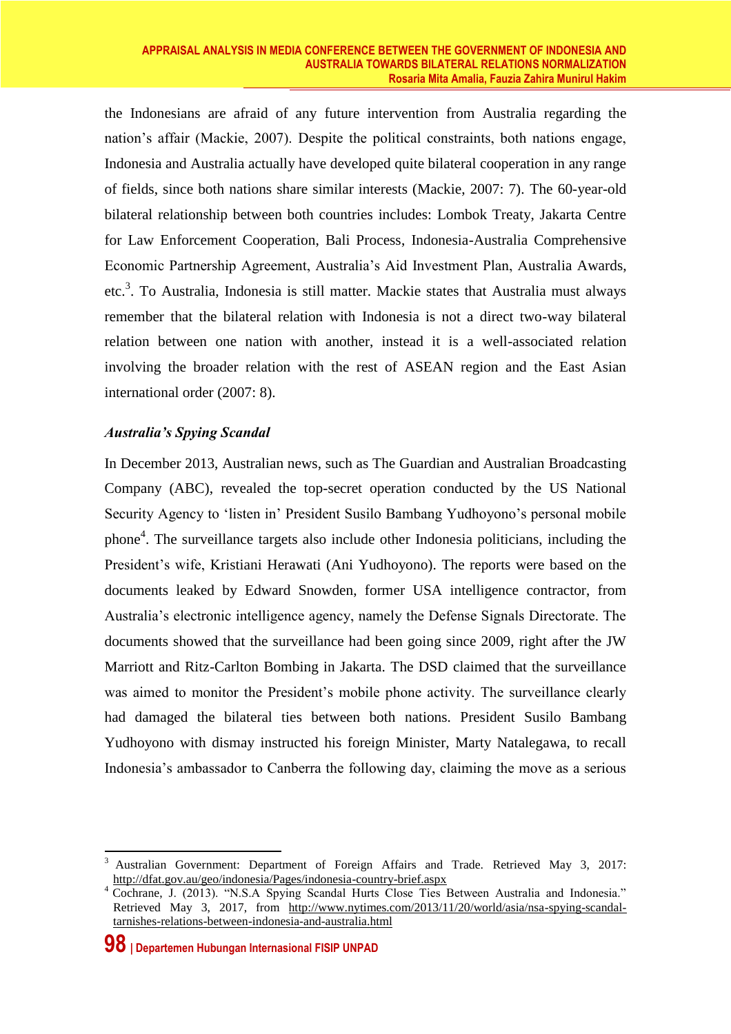the Indonesians are afraid of any future intervention from Australia regarding the nation's affair (Mackie, 2007). Despite the political constraints, both nations engage, Indonesia and Australia actually have developed quite bilateral cooperation in any range of fields, since both nations share similar interests (Mackie, 2007: 7). The 60-year-old bilateral relationship between both countries includes: Lombok Treaty, Jakarta Centre for Law Enforcement Cooperation, Bali Process, Indonesia-Australia Comprehensive Economic Partnership Agreement, Australia's Aid Investment Plan, Australia Awards, etc.[3]. To Australia, Indonesia is still matter. Mackie states that Australia must always remember that the bilateral relation with Indonesia is not a direct two-way bilateral relation between one nation with another, instead it is a well-associated relation involving the broader relation with the rest of ASEAN region and the East Asian international order (2007: 8).

### *Australia's Spying Scandal*

In December 2013, Australian news, such as The Guardian and Australian Broadcasting Company (ABC), revealed the top-secret operation conducted by the US National Security Agency to 'listen in' President Susilo Bambang Yudhoyono's personal mobile phone[4]. The surveillance targets also include other Indonesia politicians, including the President's wife, Kristiani Herawati (Ani Yudhoyono). The reports were based on the documents leaked by Edward Snowden, former USA intelligence contractor, from Australia's electronic intelligence agency, namely the Defense Signals Directorate. The documents showed that the surveillance had been going since 2009, right after the JW Marriott and Ritz-Carlton Bombing in Jakarta. The DSD claimed that the surveillance was aimed to monitor the President's mobile phone activity. The surveillance clearly had damaged the bilateral ties between both nations. President Susilo Bambang Yudhoyono with dismay instructed his foreign Minister, Marty Natalegawa, to recall Indonesia's ambassador to Canberra the following day, claiming the move as a serious

---

[3] Australian Government: Department of Foreign Affairs and Trade. Retrieved May 3, 2017: http://dfat.gov.au/geo/indonesia/Pages/indonesia-country-brief.aspx

[4] Cochrane, J. (2013). "N.S.A Spying Scandal Hurts Close Ties Between Australia and Indonesia." Retrieved May 3, 2017, from http://www.nytimes.com/2013/11/20/world/asia/nsa-spying-scandal-tarnishes-relations-between-indonesia-and-australia.html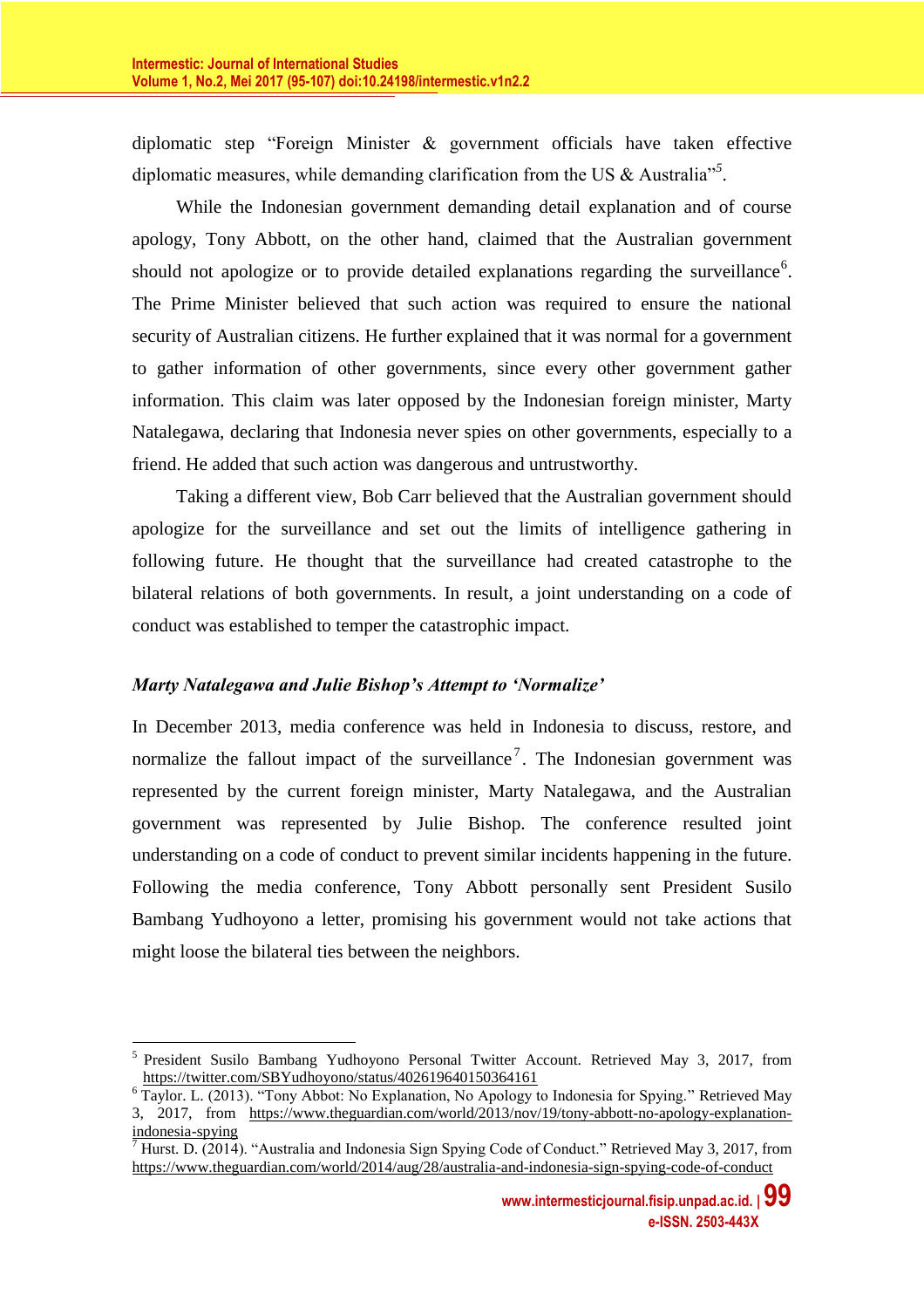diplomatic step "Foreign Minister & government officials have taken effective diplomatic measures, while demanding clarification from the US & Australia"[5].

While the Indonesian government demanding detail explanation and of course apology, Tony Abbott, on the other hand, claimed that the Australian government should not apologize or to provide detailed explanations regarding the surveillance[6]. The Prime Minister believed that such action was required to ensure the national security of Australian citizens. He further explained that it was normal for a government to gather information of other governments, since every other government gather information. This claim was later opposed by the Indonesian foreign minister, Marty Natalegawa, declaring that Indonesia never spies on other governments, especially to a friend. He added that such action was dangerous and untrustworthy.

Taking a different view, Bob Carr believed that the Australian government should apologize for the surveillance and set out the limits of intelligence gathering in following future. He thought that the surveillance had created catastrophe to the bilateral relations of both governments. In result, a joint understanding on a code of conduct was established to temper the catastrophic impact.

### *Marty Natalegawa and Julie Bishop's Attempt to 'Normalize'*

In December 2013, media conference was held in Indonesia to discuss, restore, and normalize the fallout impact of the surveillance[7]. The Indonesian government was represented by the current foreign minister, Marty Natalegawa, and the Australian government was represented by Julie Bishop. The conference resulted joint understanding on a code of conduct to prevent similar incidents happening in the future. Following the media conference, Tony Abbott personally sent President Susilo Bambang Yudhoyono a letter, promising his government would not take actions that might loose the bilateral ties between the neighbors.

---

[5] President Susilo Bambang Yudhoyono Personal Twitter Account. Retrieved May 3, 2017, from https://twitter.com/SBYudhoyono/status/402619640150364161

[6] Taylor. L. (2013). "Tony Abbot: No Explanation, No Apology to Indonesia for Spying." Retrieved May 3, 2017, from https://www.theguardian.com/world/2013/nov/19/tony-abbott-no-apology-explanation-indonesia-spying

[7] Hurst. D. (2014). "Australia and Indonesia Sign Spying Code of Conduct." Retrieved May 3, 2017, from https://www.theguardian.com/world/2014/aug/28/australia-and-indonesia-sign-spying-code-of-conduct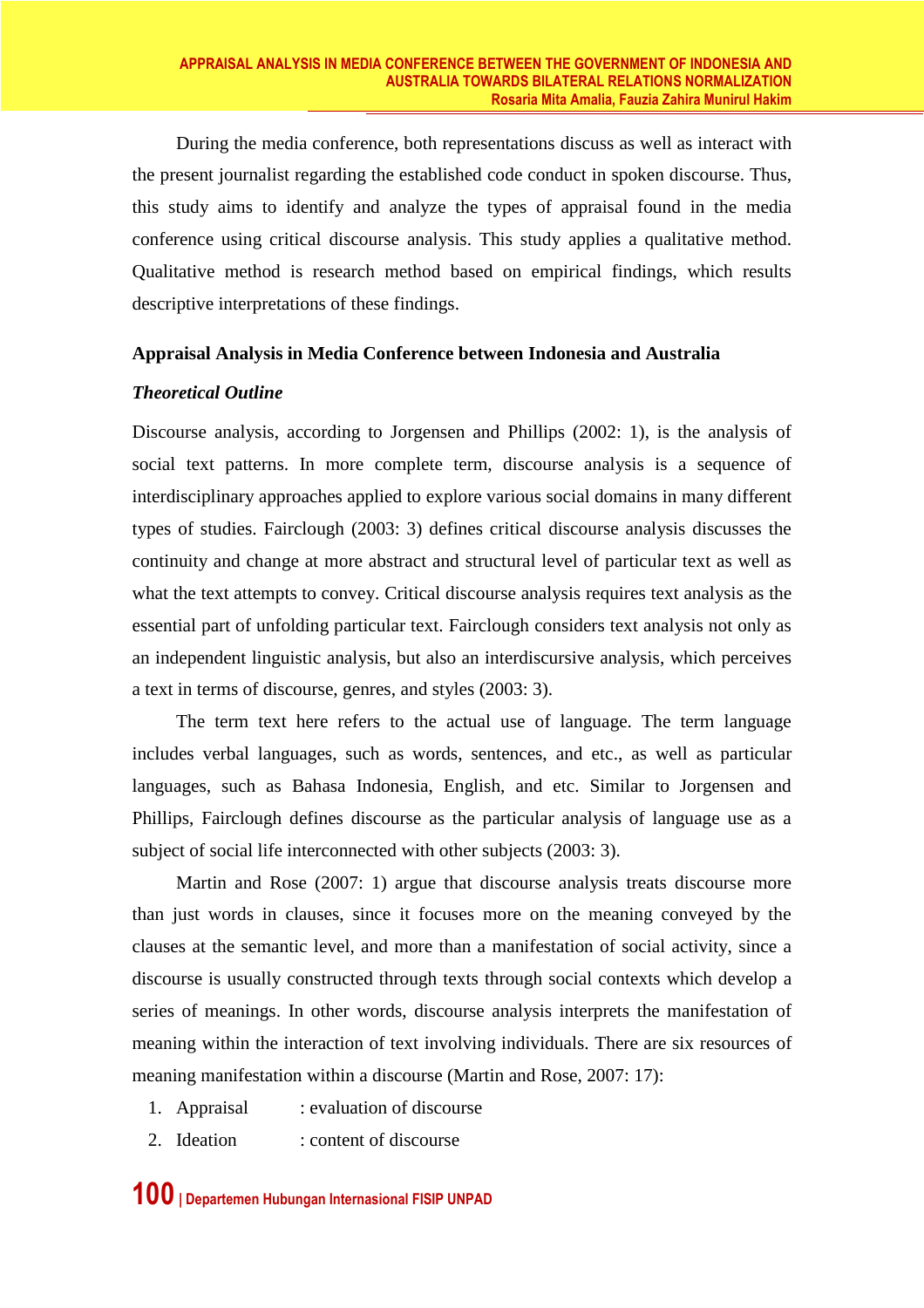During the media conference, both representations discuss as well as interact with the present journalist regarding the established code conduct in spoken discourse. Thus, this study aims to identify and analyze the types of appraisal found in the media conference using critical discourse analysis. This study applies a qualitative method. Qualitative method is research method based on empirical findings, which results descriptive interpretations of these findings.

## Appraisal Analysis in Media Conference between Indonesia and Australia

### *Theoretical Outline*

Discourse analysis, according to Jorgensen and Phillips (2002: 1), is the analysis of social text patterns. In more complete term, discourse analysis is a sequence of interdisciplinary approaches applied to explore various social domains in many different types of studies. Fairclough (2003: 3) defines critical discourse analysis discusses the continuity and change at more abstract and structural level of particular text as well as what the text attempts to convey. Critical discourse analysis requires text analysis as the essential part of unfolding particular text. Fairclough considers text analysis not only as an independent linguistic analysis, but also an interdiscursive analysis, which perceives a text in terms of discourse, genres, and styles (2003: 3).

The term text here refers to the actual use of language. The term language includes verbal languages, such as words, sentences, and etc., as well as particular languages, such as Bahasa Indonesia, English, and etc. Similar to Jorgensen and Phillips, Fairclough defines discourse as the particular analysis of language use as a subject of social life interconnected with other subjects (2003: 3).

Martin and Rose (2007: 1) argue that discourse analysis treats discourse more than just words in clauses, since it focuses more on the meaning conveyed by the clauses at the semantic level, and more than a manifestation of social activity, since a discourse is usually constructed through texts through social contexts which develop a series of meanings. In other words, discourse analysis interprets the manifestation of meaning within the interaction of text involving individuals. There are six resources of meaning manifestation within a discourse (Martin and Rose, 2007: 17):

1. Appraisal : evaluation of discourse
2. Ideation : content of discourse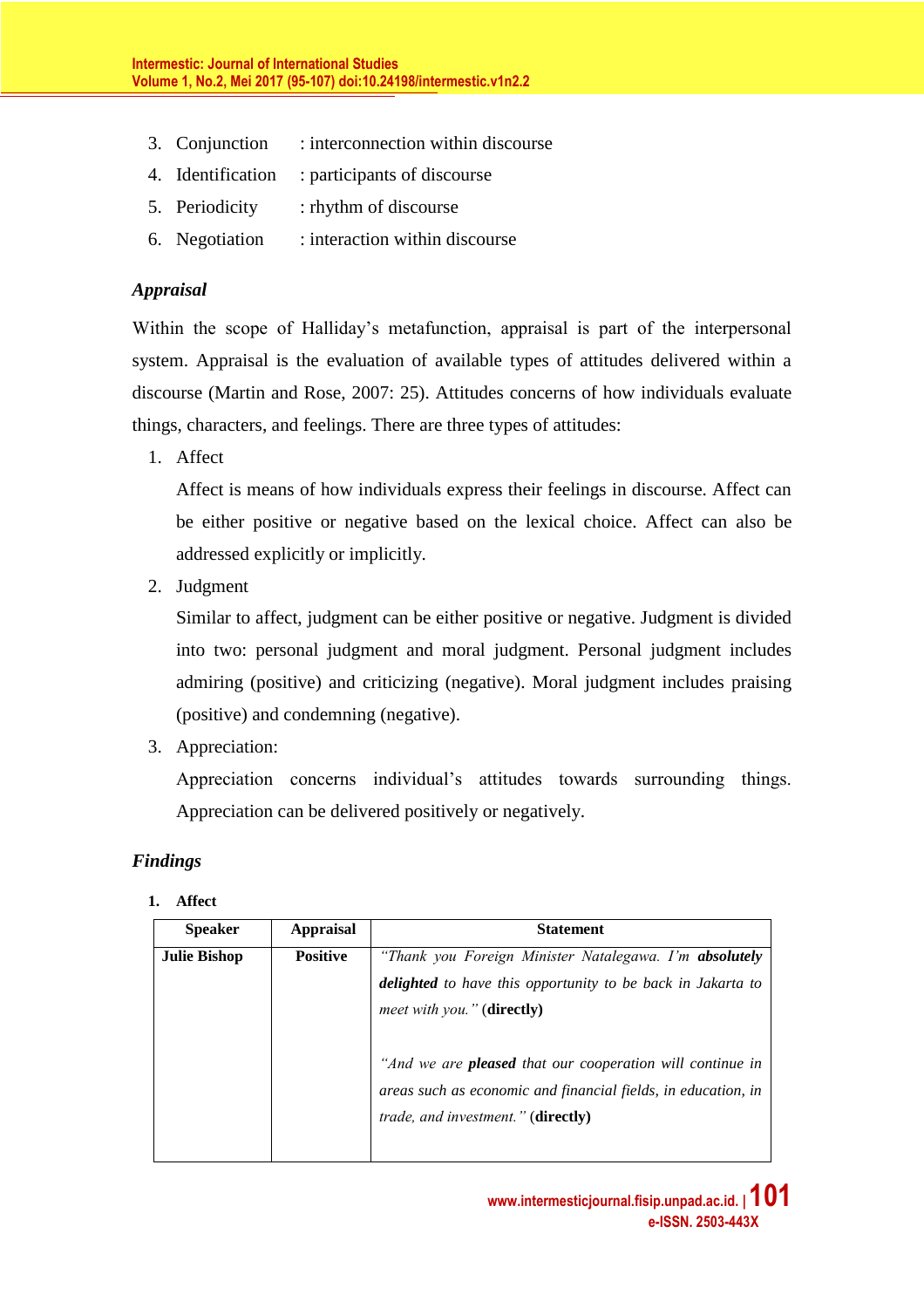3. Conjunction : interconnection within discourse
4. Identification : participants of discourse
5. Periodicity : rhythm of discourse
6. Negotiation : interaction within discourse

### *Appraisal*

Within the scope of Halliday's metafunction, appraisal is part of the interpersonal system. Appraisal is the evaluation of available types of attitudes delivered within a discourse (Martin and Rose, 2007: 25). Attitudes concerns of how individuals evaluate things, characters, and feelings. There are three types of attitudes:

1. Affect

   Affect is means of how individuals express their feelings in discourse. Affect can be either positive or negative based on the lexical choice. Affect can also be addressed explicitly or implicitly.

2. Judgment

   Similar to affect, judgment can be either positive or negative. Judgment is divided into two: personal judgment and moral judgment. Personal judgment includes admiring (positive) and criticizing (negative). Moral judgment includes praising (positive) and condemning (negative).

3. Appreciation:

   Appreciation concerns individual's attitudes towards surrounding things. Appreciation can be delivered positively or negatively.

### *Findings*

**1. Affect**

| Speaker | Appraisal | Statement |
|---|---|---|
| **Julie Bishop** | **Positive** | *"Thank you Foreign Minister Natalegawa. I'm* ***absolutely delighted*** *to have this opportunity to be back in Jakarta to meet with you."* (**directly**)<br><br>*"And we are* ***pleased*** *that our cooperation will continue in areas such as economic and financial fields, in education, in trade, and investment."* (**directly**) |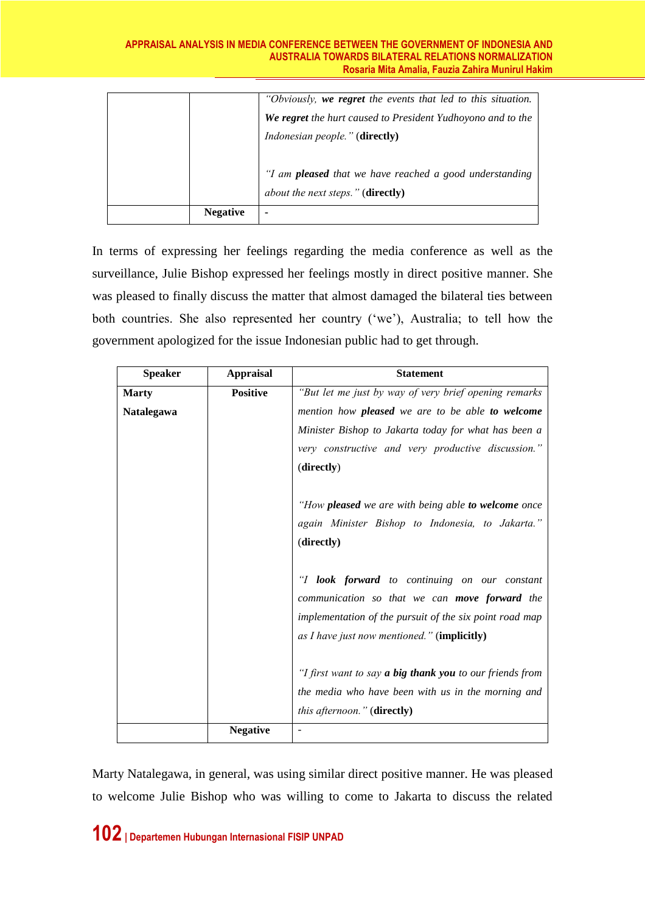| | | |
|---|---|---|
| | | *"Obviously, **we regret** the events that led to this situation. **We regret** the hurt caused to President Yudhoyono and to the Indonesian people."* (**directly**)<br><br>*"I am **pleased** that we have reached a good understanding about the next steps."* (**directly**) |
| | **Negative** | - |

In terms of expressing her feelings regarding the media conference as well as the surveillance, Julie Bishop expressed her feelings mostly in direct positive manner. She was pleased to finally discuss the matter that almost damaged the bilateral ties between both countries. She also represented her country ('we'), Australia; to tell how the government apologized for the issue Indonesian public had to get through.

| Speaker | Appraisal | Statement |
|---|---|---|
| **Marty Natalegawa** | **Positive** | *"But let me just by way of very brief opening remarks mention how **pleased** we are to be able **to welcome** Minister Bishop to Jakarta today for what has been a very constructive and very productive discussion."* (**directly**)<br><br>*"How **pleased** we are with being able **to welcome** once again Minister Bishop to Indonesia, to Jakarta."* (**directly**)<br><br>*"I **look forward** to continuing on our constant communication so that we can **move forward** the implementation of the pursuit of the six point road map as I have just now mentioned."* (**implicitly**)<br><br>*"I first want to say **a big thank you** to our friends from the media who have been with us in the morning and this afternoon."* (**directly**) |
| | **Negative** | - |

Marty Natalegawa, in general, was using similar direct positive manner. He was pleased to welcome Julie Bishop who was willing to come to Jakarta to discuss the related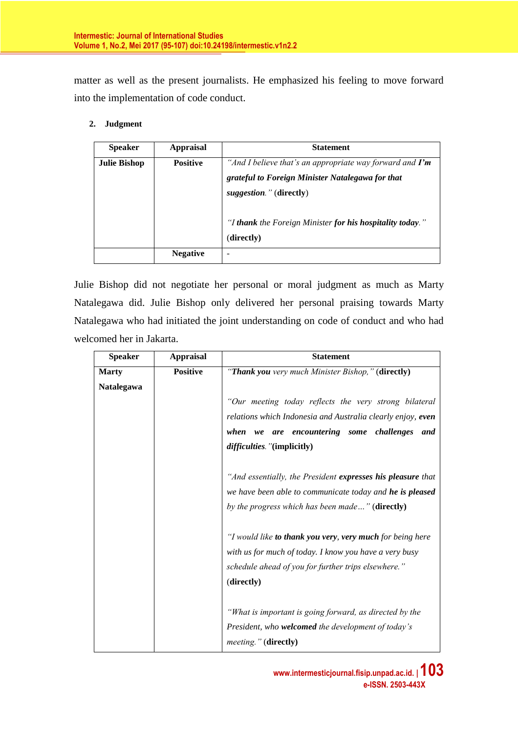matter as well as the present journalists. He emphasized his feeling to move forward into the implementation of code conduct.

**2. Judgment**

| Speaker | Appraisal | Statement |
|---|---|---|
| **Julie Bishop** | **Positive** | *"And I believe that's an appropriate way forward and **I'm grateful to Foreign Minister Natalegawa for that suggestion**."* (**directly**)<br><br>*"I **thank** the Foreign Minister **for his hospitality today**."* (**directly**) |
| | **Negative** | - |

Julie Bishop did not negotiate her personal or moral judgment as much as Marty Natalegawa did. Julie Bishop only delivered her personal praising towards Marty Natalegawa who had initiated the joint understanding on code of conduct and who had welcomed her in Jakarta.

| Speaker | Appraisal | Statement |
|---|---|---|
| **Marty Natalegawa** | **Positive** | *"**Thank you** very much Minister Bishop,"* (**directly**)<br><br>*"Our meeting today reflects the very strong bilateral relations which Indonesia and Australia clearly enjoy, **even when we are encountering some challenges and difficulties**."* (**implicitly**)<br><br>*"And essentially, the President **expresses his pleasure** that we have been able to communicate today and **he is pleased** by the progress which has been made…"* (**directly**)<br><br>*"I would like **to thank you very**, **very much** for being here with us for much of today. I know you have a very busy schedule ahead of you for further trips elsewhere."* (**directly**)<br><br>*"What is important is going forward, as directed by the President, who **welcomed** the development of today's meeting."* (**directly**) |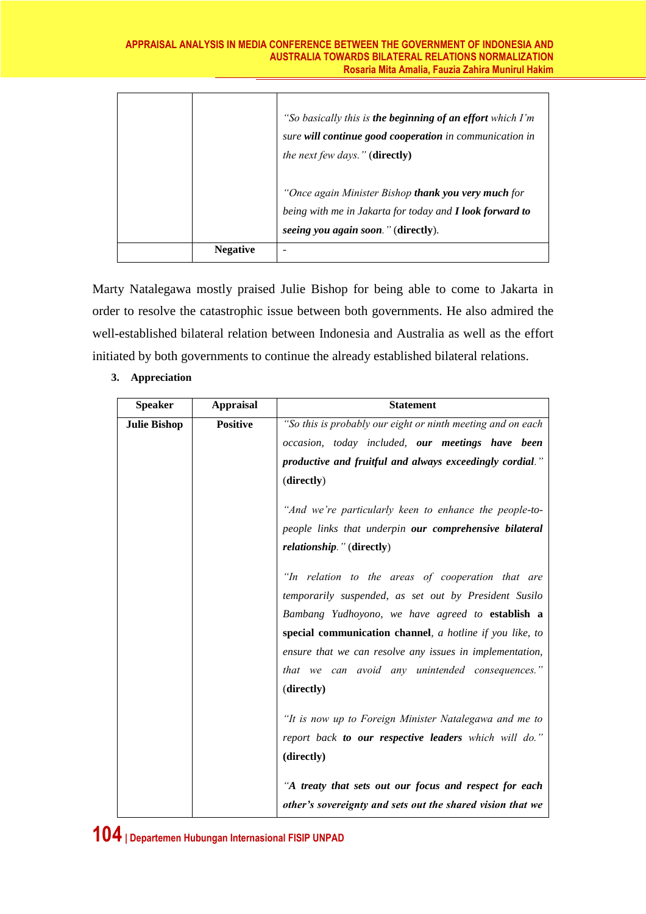| | | |
|---|---|---|
| | | *"So basically this is* ***the beginning of an effort*** *which I'm sure* ***will continue good cooperation*** *in communication in the next few days."* **(directly)** <br><br> *"Once again Minister Bishop* ***thank you very much*** *for being with me in Jakarta for today and* ***I look forward to seeing you again soon****."* (**directly**). |
| | **Negative** | - |

Marty Natalegawa mostly praised Julie Bishop for being able to come to Jakarta in order to resolve the catastrophic issue between both governments. He also admired the well-established bilateral relation between Indonesia and Australia as well as the effort initiated by both governments to continue the already established bilateral relations.

**3. Appreciation**

| Speaker | Appraisal | Statement |
|---|---|---|
| **Julie Bishop** | **Positive** | *"So this is probably our eight or ninth meeting and on each occasion, today included,* ***our meetings have been productive and fruitful and always exceedingly cordial****."* (**directly**) <br><br> *"And we're particularly keen to enhance the people-to-people links that underpin* ***our comprehensive bilateral relationship****."* (**directly**) <br><br> *"In relation to the areas of cooperation that are temporarily suspended, as set out by President Susilo Bambang Yudhoyono, we have agreed to* **establish a special communication channel**, *a hotline if you like, to ensure that we can resolve any issues in implementation, that we can avoid any unintended consequences."* (**directly**) <br><br> *"It is now up to Foreign Minister Natalegawa and me to report back* ***to our respective leaders*** *which will do."* **(directly)** <br><br> *"****A treaty that sets out our focus and respect for each other's sovereignty and sets out the shared vision that we*** |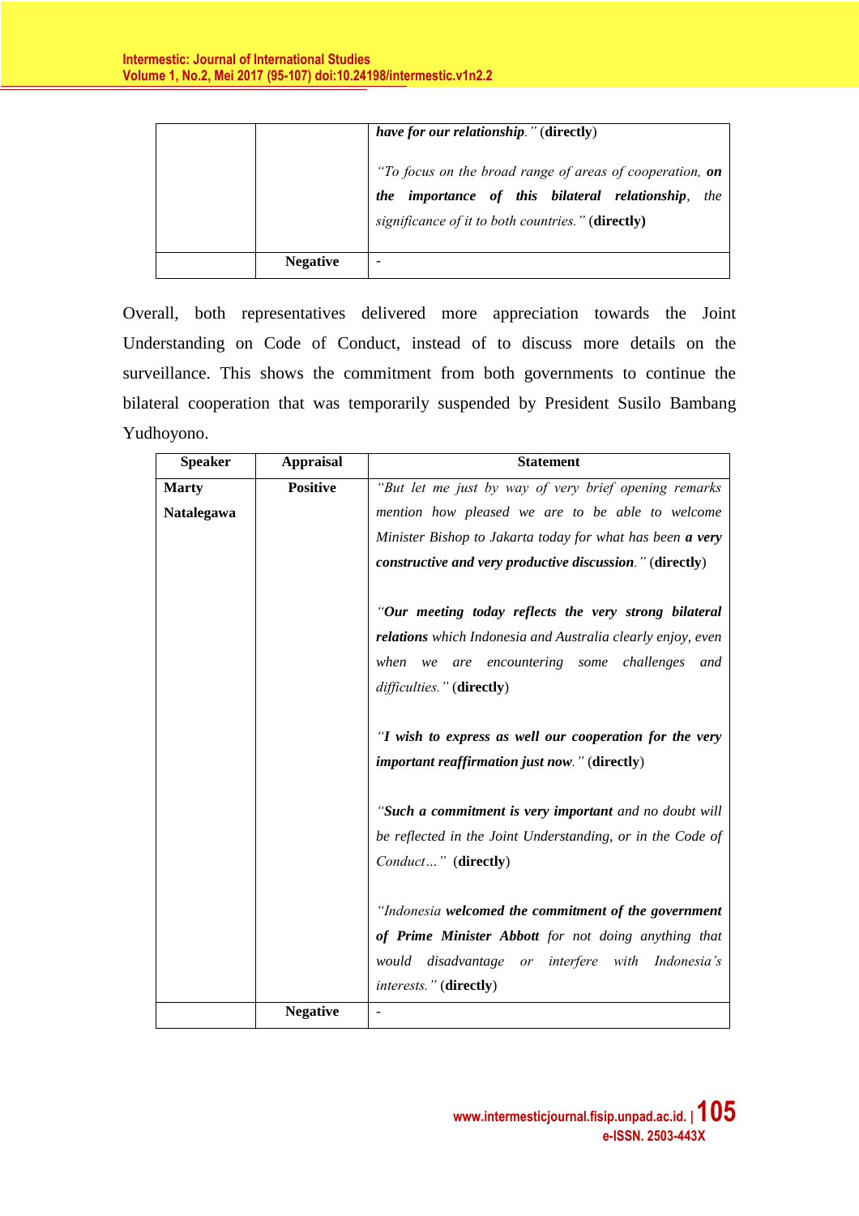| | | *have for our relationship*." (**directly**)<br><br>"*To focus on the broad range of areas of cooperation,* ***on the importance of this bilateral relationship****, the significance of it to both countries.*" (**directly**) |
|---|---|---|
| | **Negative** | - |

Overall, both representatives delivered more appreciation towards the Joint Understanding on Code of Conduct, instead of to discuss more details on the surveillance. This shows the commitment from both governments to continue the bilateral cooperation that was temporarily suspended by President Susilo Bambang Yudhoyono.

| Speaker | Appraisal | Statement |
|---|---|---|
| **Marty Natalegawa** | **Positive** | "*But let me just by way of very brief opening remarks mention how pleased we are to be able to welcome Minister Bishop to Jakarta today for what has been* ***a very constructive and very productive discussion****.*" (**directly**)<br><br>"***Our meeting today reflects the very strong bilateral relations*** *which Indonesia and Australia clearly enjoy, even when we are encountering some challenges and difficulties.*" (**directly**)<br><br>"***I wish to express as well our cooperation for the very important reaffirmation just now****.*" (**directly**)<br><br>"***Such a commitment is very important*** *and no doubt will be reflected in the Joint Understanding, or in the Code of Conduct…*" (**directly**)<br><br>"*Indonesia* ***welcomed the commitment of the government of Prime Minister Abbott*** *for not doing anything that would disadvantage or interfere with Indonesia's interests.*" (**directly**) |
| | **Negative** | - |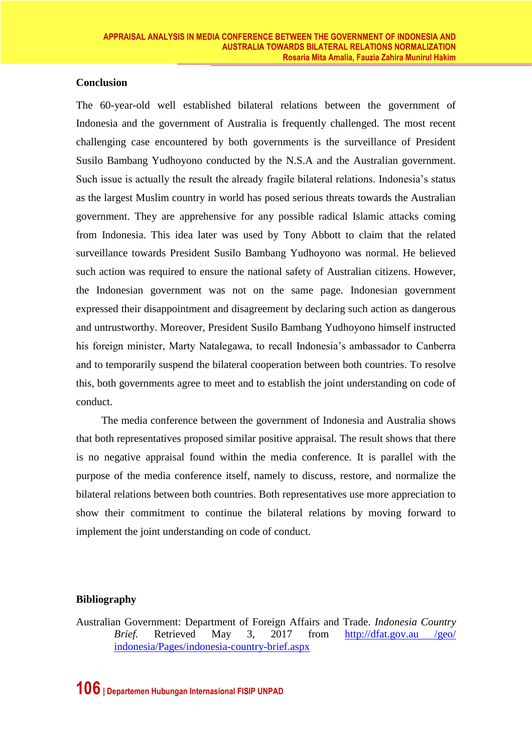## Conclusion

The 60-year-old well established bilateral relations between the government of Indonesia and the government of Australia is frequently challenged. The most recent challenging case encountered by both governments is the surveillance of President Susilo Bambang Yudhoyono conducted by the N.S.A and the Australian government. Such issue is actually the result the already fragile bilateral relations. Indonesia's status as the largest Muslim country in world has posed serious threats towards the Australian government. They are apprehensive for any possible radical Islamic attacks coming from Indonesia. This idea later was used by Tony Abbott to claim that the related surveillance towards President Susilo Bambang Yudhoyono was normal. He believed such action was required to ensure the national safety of Australian citizens. However, the Indonesian government was not on the same page. Indonesian government expressed their disappointment and disagreement by declaring such action as dangerous and untrustworthy. Moreover, President Susilo Bambang Yudhoyono himself instructed his foreign minister, Marty Natalegawa, to recall Indonesia's ambassador to Canberra and to temporarily suspend the bilateral cooperation between both countries. To resolve this, both governments agree to meet and to establish the joint understanding on code of conduct.

The media conference between the government of Indonesia and Australia shows that both representatives proposed similar positive appraisal. The result shows that there is no negative appraisal found within the media conference. It is parallel with the purpose of the media conference itself, namely to discuss, restore, and normalize the bilateral relations between both countries. Both representatives use more appreciation to show their commitment to continue the bilateral relations by moving forward to implement the joint understanding on code of conduct.

## Bibliography

Australian Government: Department of Foreign Affairs and Trade. *Indonesia Country Brief.* Retrieved May 3, 2017 from http://dfat.gov.au /geo/ indonesia/Pages/indonesia-country-brief.aspx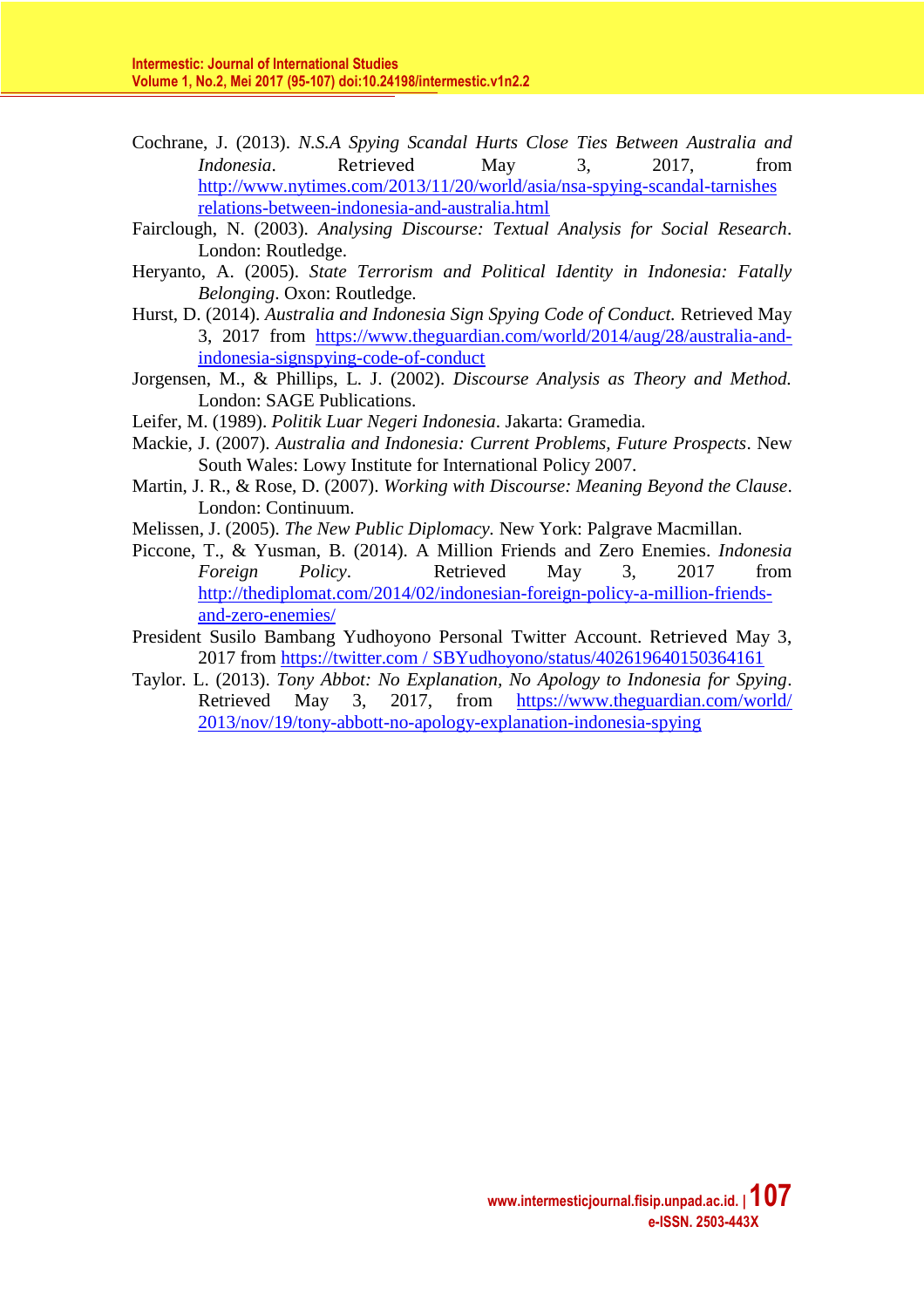Cochrane, J. (2013). *N.S.A Spying Scandal Hurts Close Ties Between Australia and Indonesia*. Retrieved May 3, 2017, from http://www.nytimes.com/2013/11/20/world/asia/nsa-spying-scandal-tarnishes relations-between-indonesia-and-australia.html

Fairclough, N. (2003). *Analysing Discourse: Textual Analysis for Social Research*. London: Routledge.

Heryanto, A. (2005). *State Terrorism and Political Identity in Indonesia: Fatally Belonging*. Oxon: Routledge.

Hurst, D. (2014). *Australia and Indonesia Sign Spying Code of Conduct.* Retrieved May 3, 2017 from https://www.theguardian.com/world/2014/aug/28/australia-and-indonesia-signspying-code-of-conduct

Jorgensen, M., & Phillips, L. J. (2002). *Discourse Analysis as Theory and Method.* London: SAGE Publications.

Leifer, M. (1989). *Politik Luar Negeri Indonesia*. Jakarta: Gramedia.

Mackie, J. (2007). *Australia and Indonesia: Current Problems, Future Prospects*. New South Wales: Lowy Institute for International Policy 2007.

Martin, J. R., & Rose, D. (2007). *Working with Discourse: Meaning Beyond the Clause*. London: Continuum.

Melissen, J. (2005). *The New Public Diplomacy.* New York: Palgrave Macmillan.

Piccone, T., & Yusman, B. (2014). A Million Friends and Zero Enemies. *Indonesia Foreign Policy*. Retrieved May 3, 2017 from http://thediplomat.com/2014/02/indonesian-foreign-policy-a-million-friends-and-zero-enemies/

President Susilo Bambang Yudhoyono Personal Twitter Account. Retrieved May 3, 2017 from https://twitter.com / SBYudhoyono/status/402619640150364161

Taylor. L. (2013). *Tony Abbot: No Explanation, No Apology to Indonesia for Spying*. Retrieved May 3, 2017, from https://www.theguardian.com/world/2013/nov/19/tony-abbott-no-apology-explanation-indonesia-spying